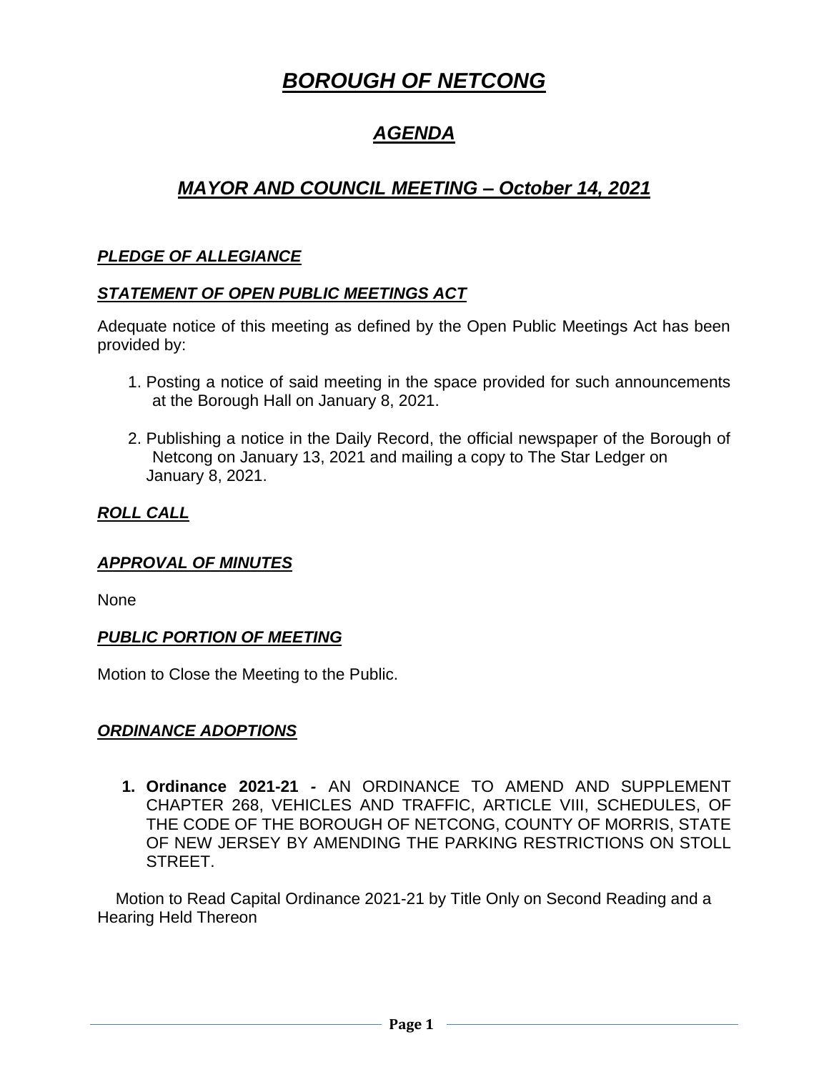# ***BOROUGH OF NETCONG***

## ***AGENDA***

## ***MAYOR AND COUNCIL MEETING – October 14, 2021***

### ***PLEDGE OF ALLEGIANCE***

### ***STATEMENT OF OPEN PUBLIC MEETINGS ACT***

Adequate notice of this meeting as defined by the Open Public Meetings Act has been provided by:

1. Posting a notice of said meeting in the space provided for such announcements at the Borough Hall on January 8, 2021.

2. Publishing a notice in the Daily Record, the official newspaper of the Borough of Netcong on January 13, 2021 and mailing a copy to The Star Ledger on January 8, 2021.

### ***ROLL CALL***

### ***APPROVAL OF MINUTES***

None

### ***PUBLIC PORTION OF MEETING***

Motion to Close the Meeting to the Public.

### ***ORDINANCE ADOPTIONS***

1. **Ordinance 2021-21 -** AN ORDINANCE TO AMEND AND SUPPLEMENT CHAPTER 268, VEHICLES AND TRAFFIC, ARTICLE VIII, SCHEDULES, OF THE CODE OF THE BOROUGH OF NETCONG, COUNTY OF MORRIS, STATE OF NEW JERSEY BY AMENDING THE PARKING RESTRICTIONS ON STOLL STREET.

Motion to Read Capital Ordinance 2021-21 by Title Only on Second Reading and a Hearing Held Thereon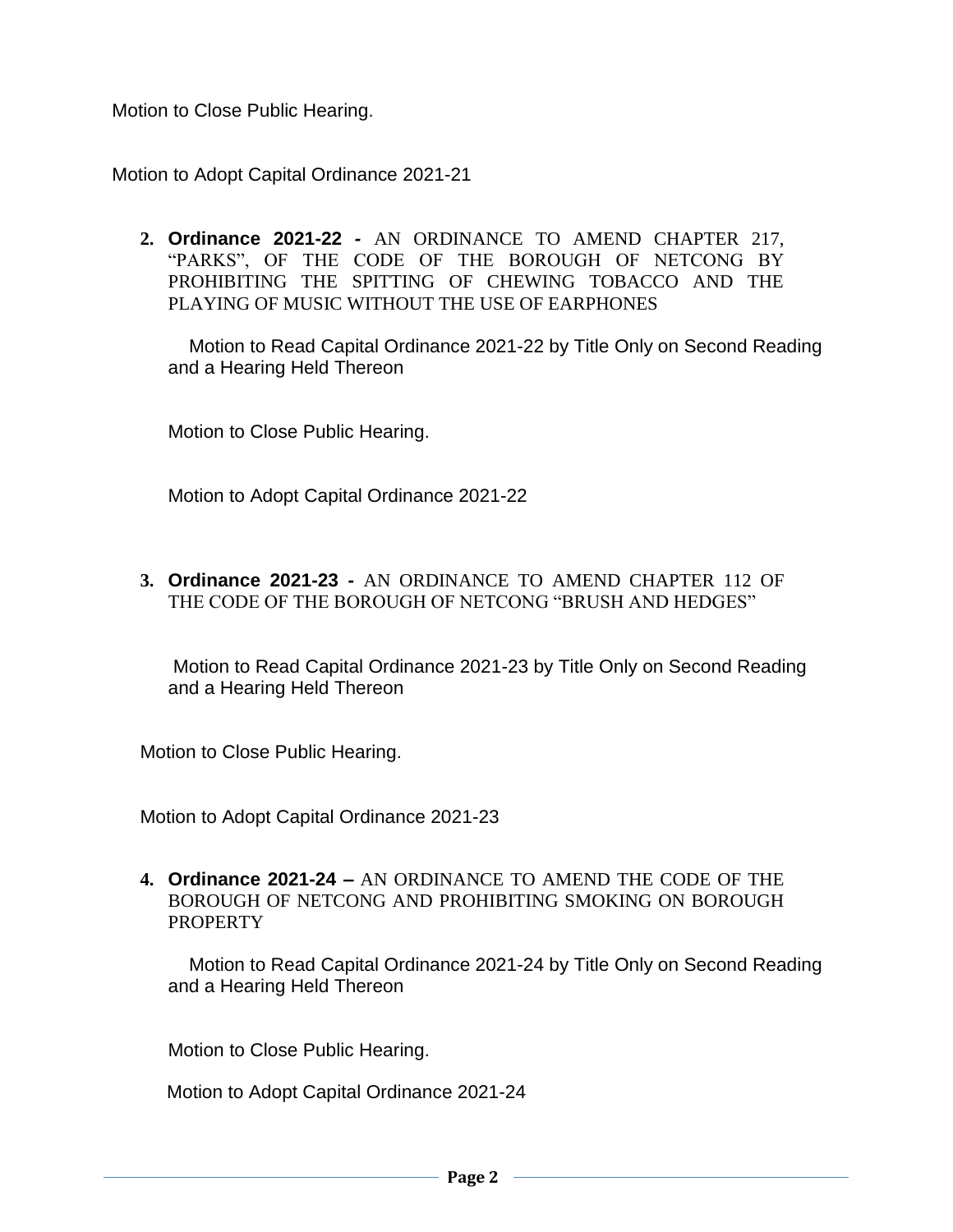Motion to Close Public Hearing.

Motion to Adopt Capital Ordinance 2021-21

2. **Ordinance 2021-22 -** AN ORDINANCE TO AMEND CHAPTER 217, "PARKS", OF THE CODE OF THE BOROUGH OF NETCONG BY PROHIBITING THE SPITTING OF CHEWING TOBACCO AND THE PLAYING OF MUSIC WITHOUT THE USE OF EARPHONES

   Motion to Read Capital Ordinance 2021-22 by Title Only on Second Reading and a Hearing Held Thereon

   Motion to Close Public Hearing.

   Motion to Adopt Capital Ordinance 2021-22

3. **Ordinance 2021-23 -** AN ORDINANCE TO AMEND CHAPTER 112 OF THE CODE OF THE BOROUGH OF NETCONG "BRUSH AND HEDGES"

   Motion to Read Capital Ordinance 2021-23 by Title Only on Second Reading and a Hearing Held Thereon

   Motion to Close Public Hearing.

   Motion to Adopt Capital Ordinance 2021-23

4. **Ordinance 2021-24 –** AN ORDINANCE TO AMEND THE CODE OF THE BOROUGH OF NETCONG AND PROHIBITING SMOKING ON BOROUGH PROPERTY

   Motion to Read Capital Ordinance 2021-24 by Title Only on Second Reading and a Hearing Held Thereon

   Motion to Close Public Hearing.

   Motion to Adopt Capital Ordinance 2021-24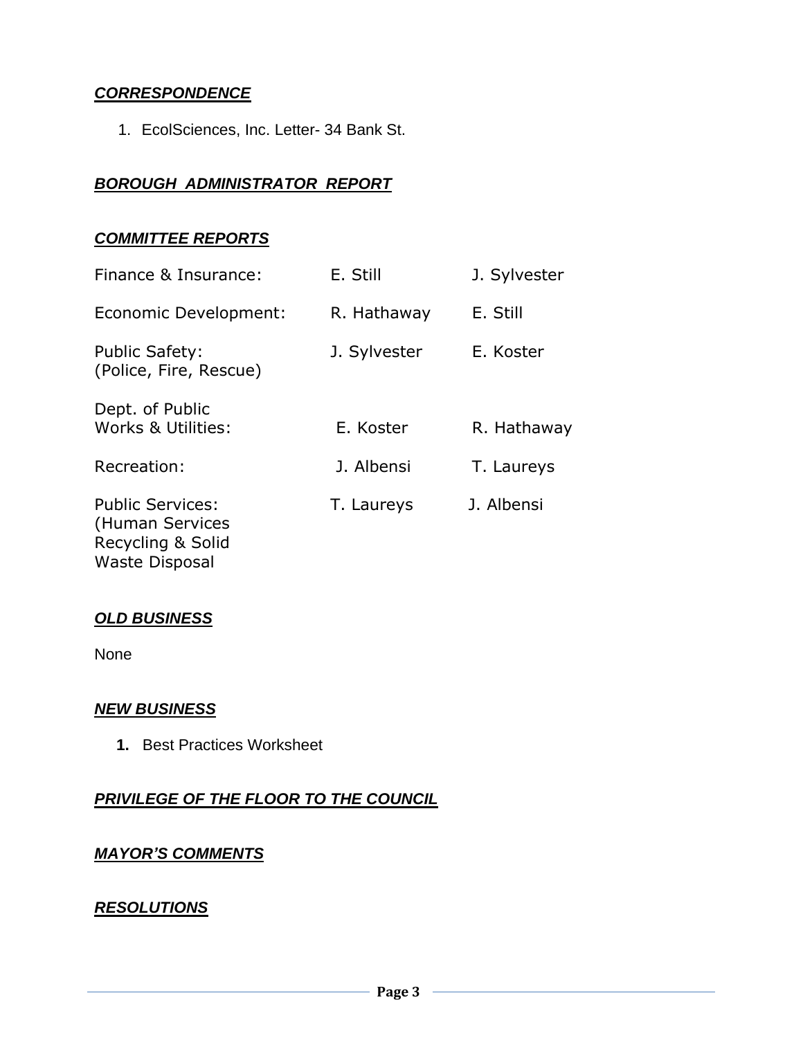***CORRESPONDENCE***

1. EcolSciences, Inc. Letter- 34 Bank St.

***BOROUGH ADMINISTRATOR REPORT***

***COMMITTEE REPORTS***

| | | |
|---|---|---|
| Finance & Insurance: | E. Still | J. Sylvester |
| Economic Development: | R. Hathaway | E. Still |
| Public Safety: (Police, Fire, Rescue) | J. Sylvester | E. Koster |
| Dept. of Public Works & Utilities: | E. Koster | R. Hathaway |
| Recreation: | J. Albensi | T. Laureys |
| Public Services: (Human Services Recycling & Solid Waste Disposal | T. Laureys | J. Albensi |

***OLD BUSINESS***

None

***NEW BUSINESS***

1. Best Practices Worksheet

***PRIVILEGE OF THE FLOOR TO THE COUNCIL***

***MAYOR'S COMMENTS***

***RESOLUTIONS***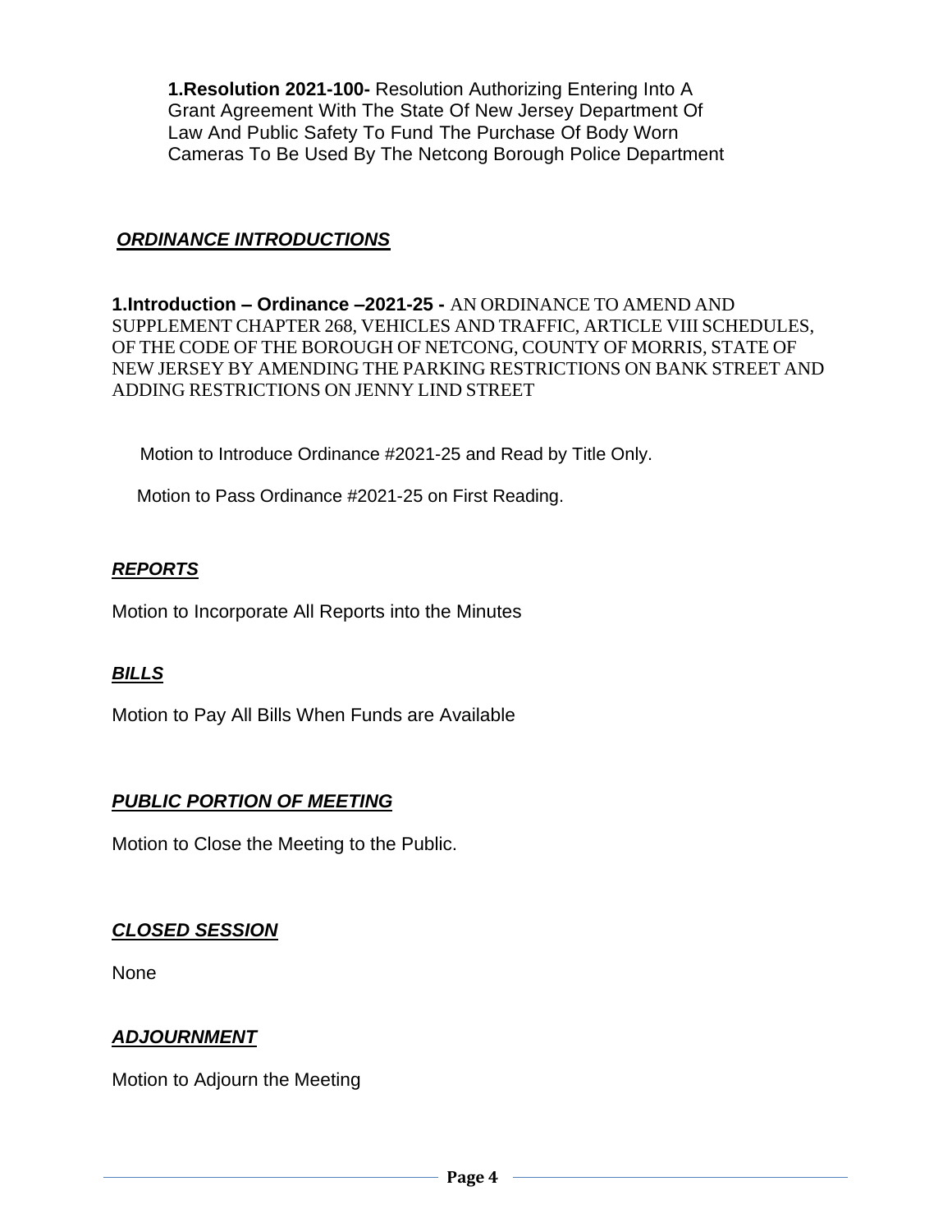**1.Resolution 2021-100-** Resolution Authorizing Entering Into A Grant Agreement With The State Of New Jersey Department Of Law And Public Safety To Fund The Purchase Of Body Worn Cameras To Be Used By The Netcong Borough Police Department

## ***ORDINANCE INTRODUCTIONS***

**1.Introduction – Ordinance –2021-25 -** AN ORDINANCE TO AMEND AND SUPPLEMENT CHAPTER 268, VEHICLES AND TRAFFIC, ARTICLE VIII SCHEDULES, OF THE CODE OF THE BOROUGH OF NETCONG, COUNTY OF MORRIS, STATE OF NEW JERSEY BY AMENDING THE PARKING RESTRICTIONS ON BANK STREET AND ADDING RESTRICTIONS ON JENNY LIND STREET

Motion to Introduce Ordinance #2021-25 and Read by Title Only.

Motion to Pass Ordinance #2021-25 on First Reading.

## ***REPORTS***

Motion to Incorporate All Reports into the Minutes

## ***BILLS***

Motion to Pay All Bills When Funds are Available

## ***PUBLIC PORTION OF MEETING***

Motion to Close the Meeting to the Public.

## ***CLOSED SESSION***

None

## ***ADJOURNMENT***

Motion to Adjourn the Meeting